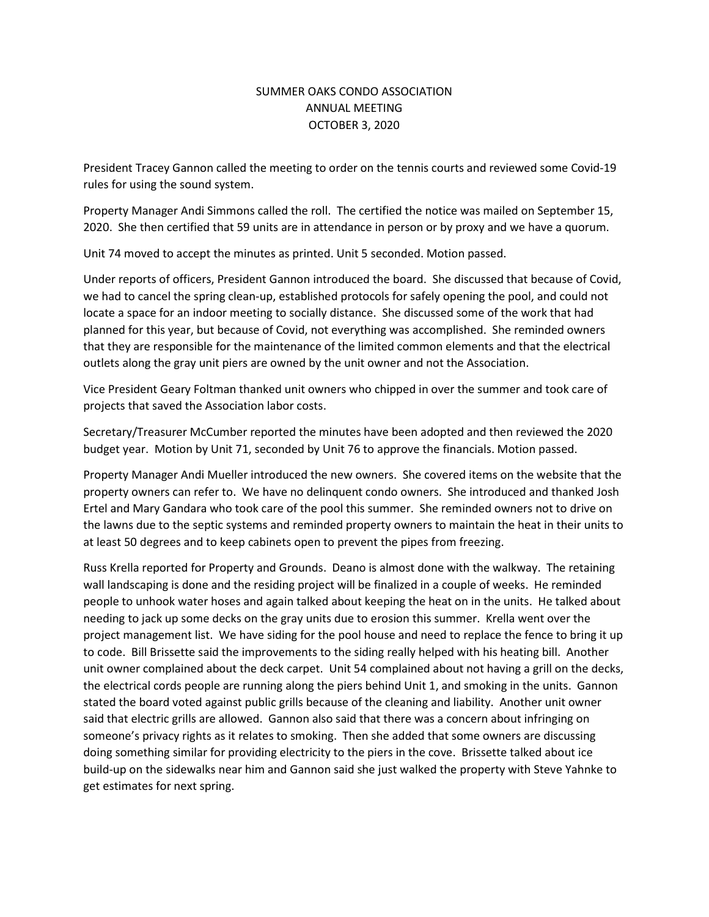# SUMMER OAKS CONDO ASSOCIATION
## ANNUAL MEETING
## OCTOBER 3, 2020

President Tracey Gannon called the meeting to order on the tennis courts and reviewed some Covid-19 rules for using the sound system.

Property Manager Andi Simmons called the roll. The certified the notice was mailed on September 15, 2020. She then certified that 59 units are in attendance in person or by proxy and we have a quorum.

Unit 74 moved to accept the minutes as printed. Unit 5 seconded. Motion passed.

Under reports of officers, President Gannon introduced the board. She discussed that because of Covid, we had to cancel the spring clean-up, established protocols for safely opening the pool, and could not locate a space for an indoor meeting to socially distance. She discussed some of the work that had planned for this year, but because of Covid, not everything was accomplished. She reminded owners that they are responsible for the maintenance of the limited common elements and that the electrical outlets along the gray unit piers are owned by the unit owner and not the Association.

Vice President Geary Foltman thanked unit owners who chipped in over the summer and took care of projects that saved the Association labor costs.

Secretary/Treasurer McCumber reported the minutes have been adopted and then reviewed the 2020 budget year. Motion by Unit 71, seconded by Unit 76 to approve the financials. Motion passed.

Property Manager Andi Mueller introduced the new owners. She covered items on the website that the property owners can refer to. We have no delinquent condo owners. She introduced and thanked Josh Ertel and Mary Gandara who took care of the pool this summer. She reminded owners not to drive on the lawns due to the septic systems and reminded property owners to maintain the heat in their units to at least 50 degrees and to keep cabinets open to prevent the pipes from freezing.

Russ Krella reported for Property and Grounds. Deano is almost done with the walkway. The retaining wall landscaping is done and the residing project will be finalized in a couple of weeks. He reminded people to unhook water hoses and again talked about keeping the heat on in the units. He talked about needing to jack up some decks on the gray units due to erosion this summer. Krella went over the project management list. We have siding for the pool house and need to replace the fence to bring it up to code. Bill Brissette said the improvements to the siding really helped with his heating bill. Another unit owner complained about the deck carpet. Unit 54 complained about not having a grill on the decks, the electrical cords people are running along the piers behind Unit 1, and smoking in the units. Gannon stated the board voted against public grills because of the cleaning and liability. Another unit owner said that electric grills are allowed. Gannon also said that there was a concern about infringing on someone's privacy rights as it relates to smoking. Then she added that some owners are discussing doing something similar for providing electricity to the piers in the cove. Brissette talked about ice build-up on the sidewalks near him and Gannon said she just walked the property with Steve Yahnke to get estimates for next spring.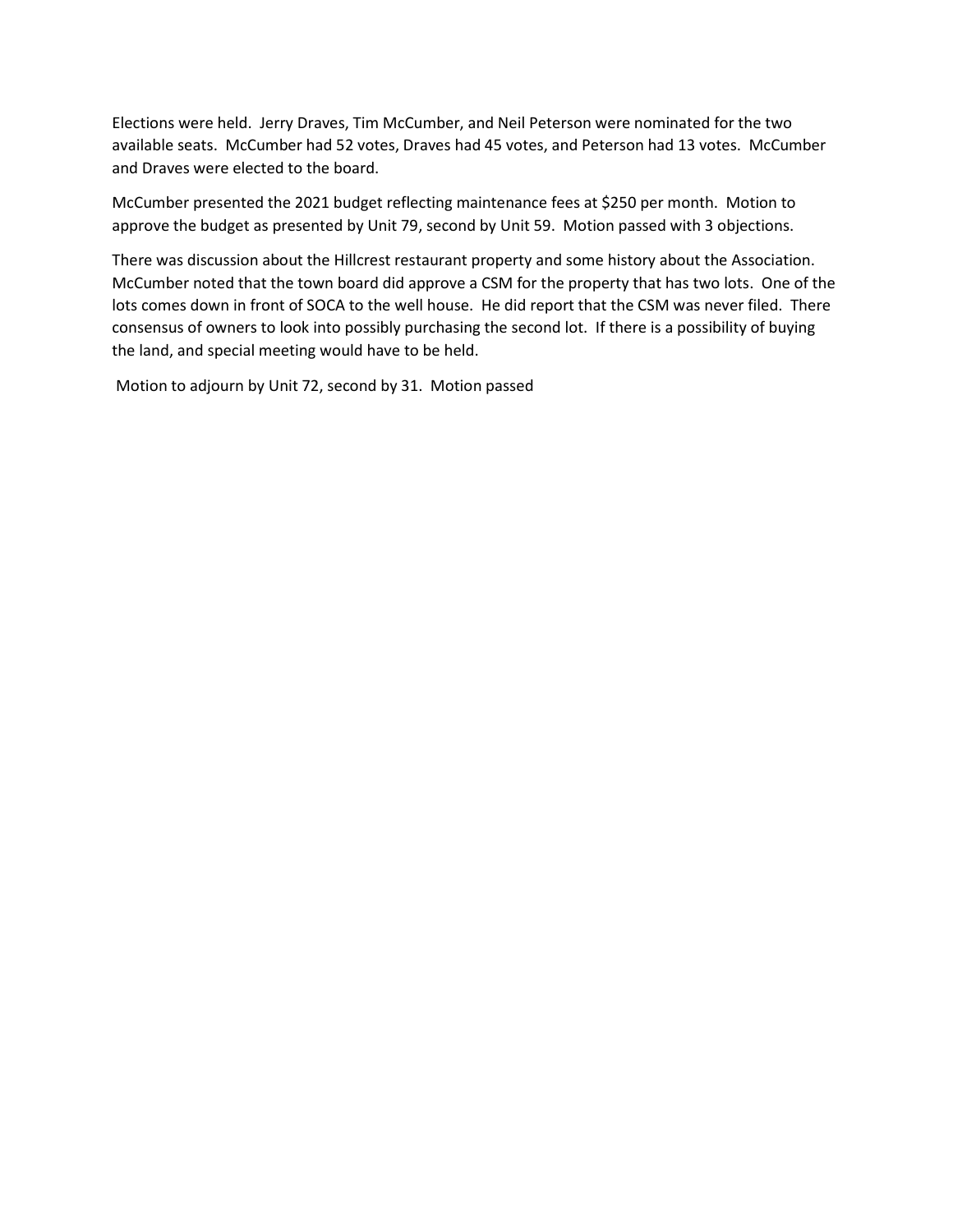Elections were held. Jerry Draves, Tim McCumber, and Neil Peterson were nominated for the two available seats. McCumber had 52 votes, Draves had 45 votes, and Peterson had 13 votes. McCumber and Draves were elected to the board.

McCumber presented the 2021 budget reflecting maintenance fees at $250 per month. Motion to approve the budget as presented by Unit 79, second by Unit 59. Motion passed with 3 objections.

There was discussion about the Hillcrest restaurant property and some history about the Association. McCumber noted that the town board did approve a CSM for the property that has two lots. One of the lots comes down in front of SOCA to the well house. He did report that the CSM was never filed. There consensus of owners to look into possibly purchasing the second lot. If there is a possibility of buying the land, and special meeting would have to be held.

Motion to adjourn by Unit 72, second by 31. Motion passed